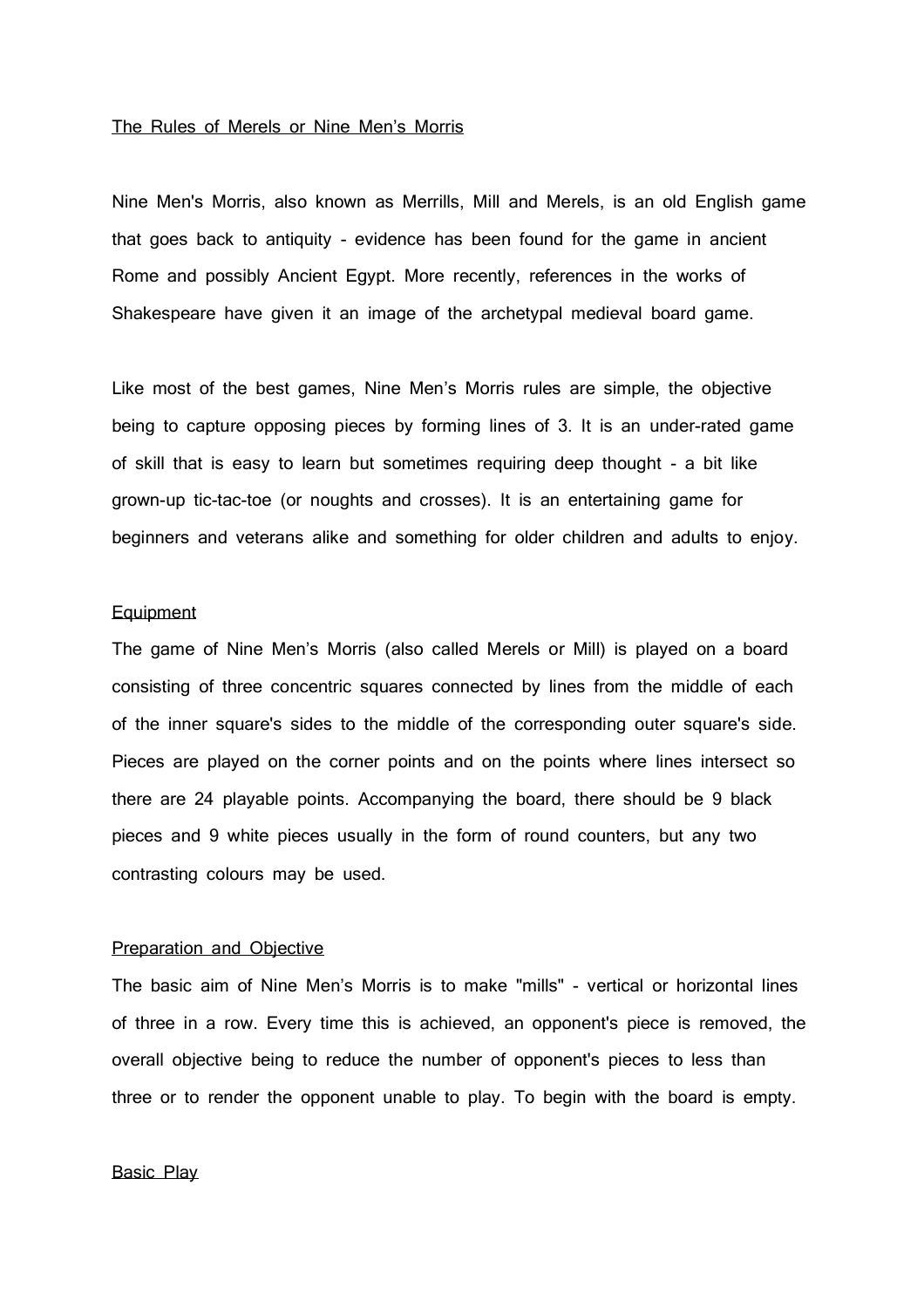# The Rules of Merels or Nine Men's Morris

Nine Men's Morris, also known as Merrills, Mill and Merels, is an old English game that goes back to antiquity - evidence has been found for the game in ancient Rome and possibly Ancient Egypt. More recently, references in the works of Shakespeare have given it an image of the archetypal medieval board game.

Like most of the best games, Nine Men's Morris rules are simple, the objective being to capture opposing pieces by forming lines of 3. It is an under-rated game of skill that is easy to learn but sometimes requiring deep thought - a bit like grown-up tic-tac-toe (or noughts and crosses). It is an entertaining game for beginners and veterans alike and something for older children and adults to enjoy.

## Equipment

The game of Nine Men's Morris (also called Merels or Mill) is played on a board consisting of three concentric squares connected by lines from the middle of each of the inner square's sides to the middle of the corresponding outer square's side. Pieces are played on the corner points and on the points where lines intersect so there are 24 playable points. Accompanying the board, there should be 9 black pieces and 9 white pieces usually in the form of round counters, but any two contrasting colours may be used.

## Preparation and Objective

The basic aim of Nine Men's Morris is to make "mills" - vertical or horizontal lines of three in a row. Every time this is achieved, an opponent's piece is removed, the overall objective being to reduce the number of opponent's pieces to less than three or to render the opponent unable to play. To begin with the board is empty.

## Basic Play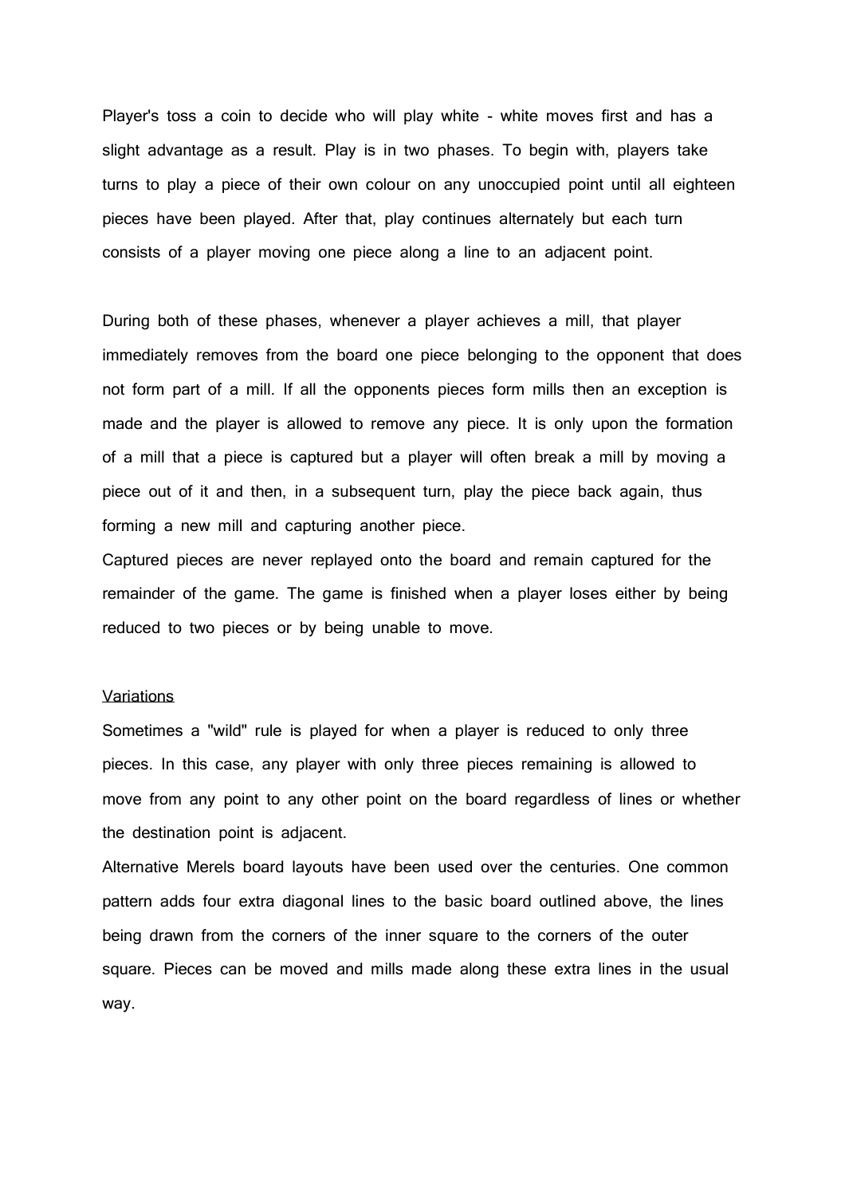Player's toss a coin to decide who will play white - white moves first and has a slight advantage as a result. Play is in two phases. To begin with, players take turns to play a piece of their own colour on any unoccupied point until all eighteen pieces have been played. After that, play continues alternately but each turn consists of a player moving one piece along a line to an adjacent point.

During both of these phases, whenever a player achieves a mill, that player immediately removes from the board one piece belonging to the opponent that does not form part of a mill. If all the opponents pieces form mills then an exception is made and the player is allowed to remove any piece. It is only upon the formation of a mill that a piece is captured but a player will often break a mill by moving a piece out of it and then, in a subsequent turn, play the piece back again, thus forming a new mill and capturing another piece.
Captured pieces are never replayed onto the board and remain captured for the remainder of the game. The game is finished when a player loses either by being reduced to two pieces or by being unable to move.

Variations

Sometimes a "wild" rule is played for when a player is reduced to only three pieces. In this case, any player with only three pieces remaining is allowed to move from any point to any other point on the board regardless of lines or whether the destination point is adjacent.
Alternative Merels board layouts have been used over the centuries. One common pattern adds four extra diagonal lines to the basic board outlined above, the lines being drawn from the corners of the inner square to the corners of the outer square. Pieces can be moved and mills made along these extra lines in the usual way.